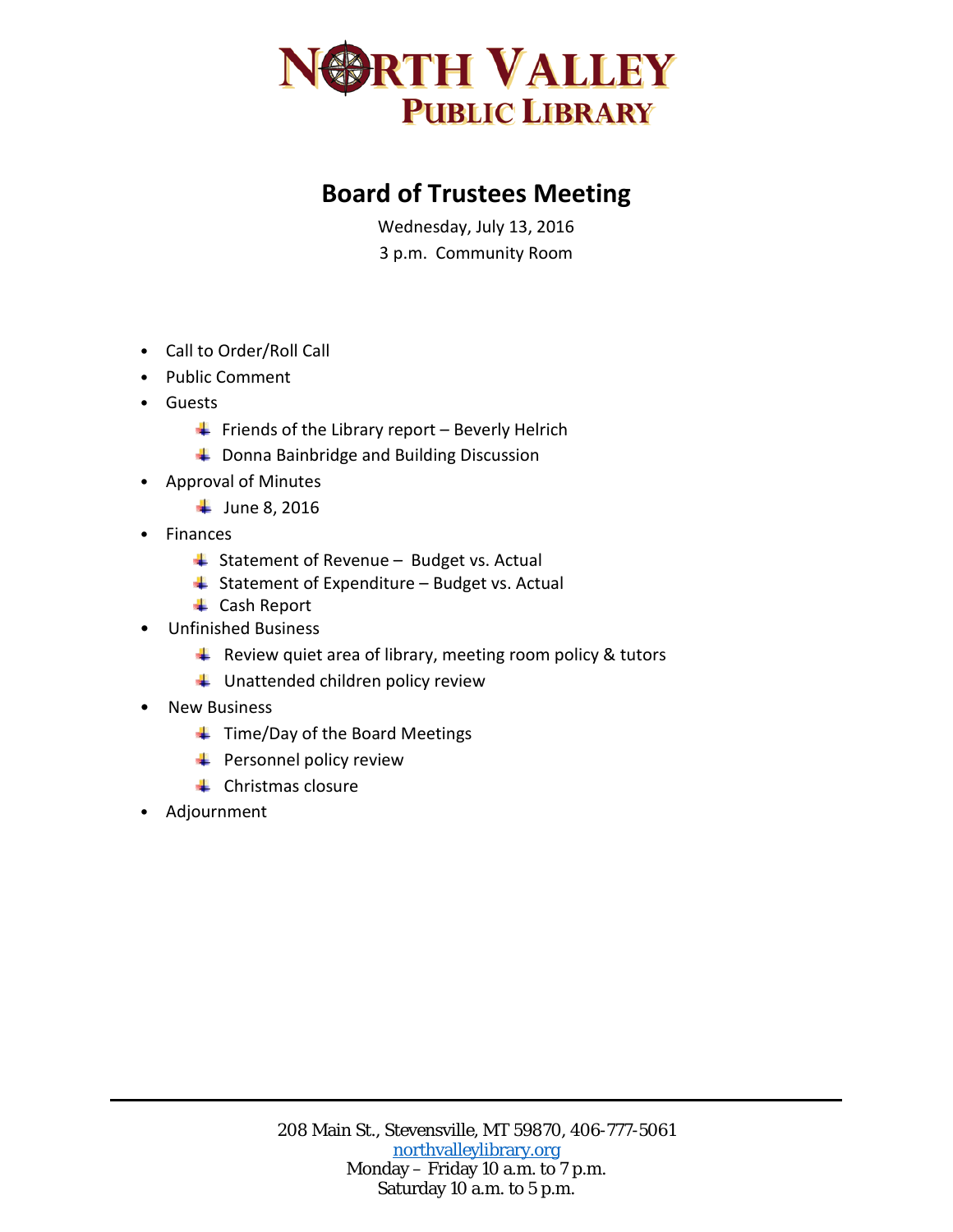# NORTH VALLEY PUBLIC LIBRARY

## Board of Trustees Meeting

Wednesday, July 13, 2016

3 p.m. Community Room

- Call to Order/Roll Call
- Public Comment
- Guests
  - Friends of the Library report – Beverly Helrich
  - Donna Bainbridge and Building Discussion
- Approval of Minutes
  - June 8, 2016
- Finances
  - Statement of Revenue – Budget vs. Actual
  - Statement of Expenditure – Budget vs. Actual
  - Cash Report
- Unfinished Business
  - Review quiet area of library, meeting room policy & tutors
  - Unattended children policy review
- New Business
  - Time/Day of the Board Meetings
  - Personnel policy review
  - Christmas closure
- Adjournment

208 Main St., Stevensville, MT 59870, 406-777-5061
northvalleylibrary.org
Monday – Friday 10 a.m. to 7 p.m.
Saturday 10 a.m. to 5 p.m.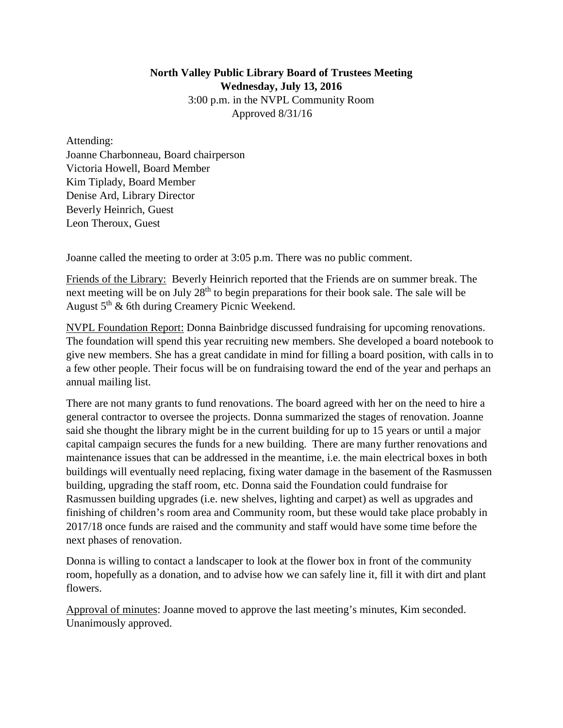**North Valley Public Library Board of Trustees Meeting**
**Wednesday, July 13, 2016**
3:00 p.m. in the NVPL Community Room
Approved 8/31/16

Attending:
Joanne Charbonneau, Board chairperson
Victoria Howell, Board Member
Kim Tiplady, Board Member
Denise Ard, Library Director
Beverly Heinrich, Guest
Leon Theroux, Guest

Joanne called the meeting to order at 3:05 p.m. There was no public comment.

Friends of the Library: Beverly Heinrich reported that the Friends are on summer break. The next meeting will be on July 28th to begin preparations for their book sale. The sale will be August 5th & 6th during Creamery Picnic Weekend.

NVPL Foundation Report: Donna Bainbridge discussed fundraising for upcoming renovations. The foundation will spend this year recruiting new members. She developed a board notebook to give new members. She has a great candidate in mind for filling a board position, with calls in to a few other people. Their focus will be on fundraising toward the end of the year and perhaps an annual mailing list.

There are not many grants to fund renovations. The board agreed with her on the need to hire a general contractor to oversee the projects. Donna summarized the stages of renovation. Joanne said she thought the library might be in the current building for up to 15 years or until a major capital campaign secures the funds for a new building. There are many further renovations and maintenance issues that can be addressed in the meantime, i.e. the main electrical boxes in both buildings will eventually need replacing, fixing water damage in the basement of the Rasmussen building, upgrading the staff room, etc. Donna said the Foundation could fundraise for Rasmussen building upgrades (i.e. new shelves, lighting and carpet) as well as upgrades and finishing of children's room area and Community room, but these would take place probably in 2017/18 once funds are raised and the community and staff would have some time before the next phases of renovation.

Donna is willing to contact a landscaper to look at the flower box in front of the community room, hopefully as a donation, and to advise how we can safely line it, fill it with dirt and plant flowers.

Approval of minutes: Joanne moved to approve the last meeting's minutes, Kim seconded. Unanimously approved.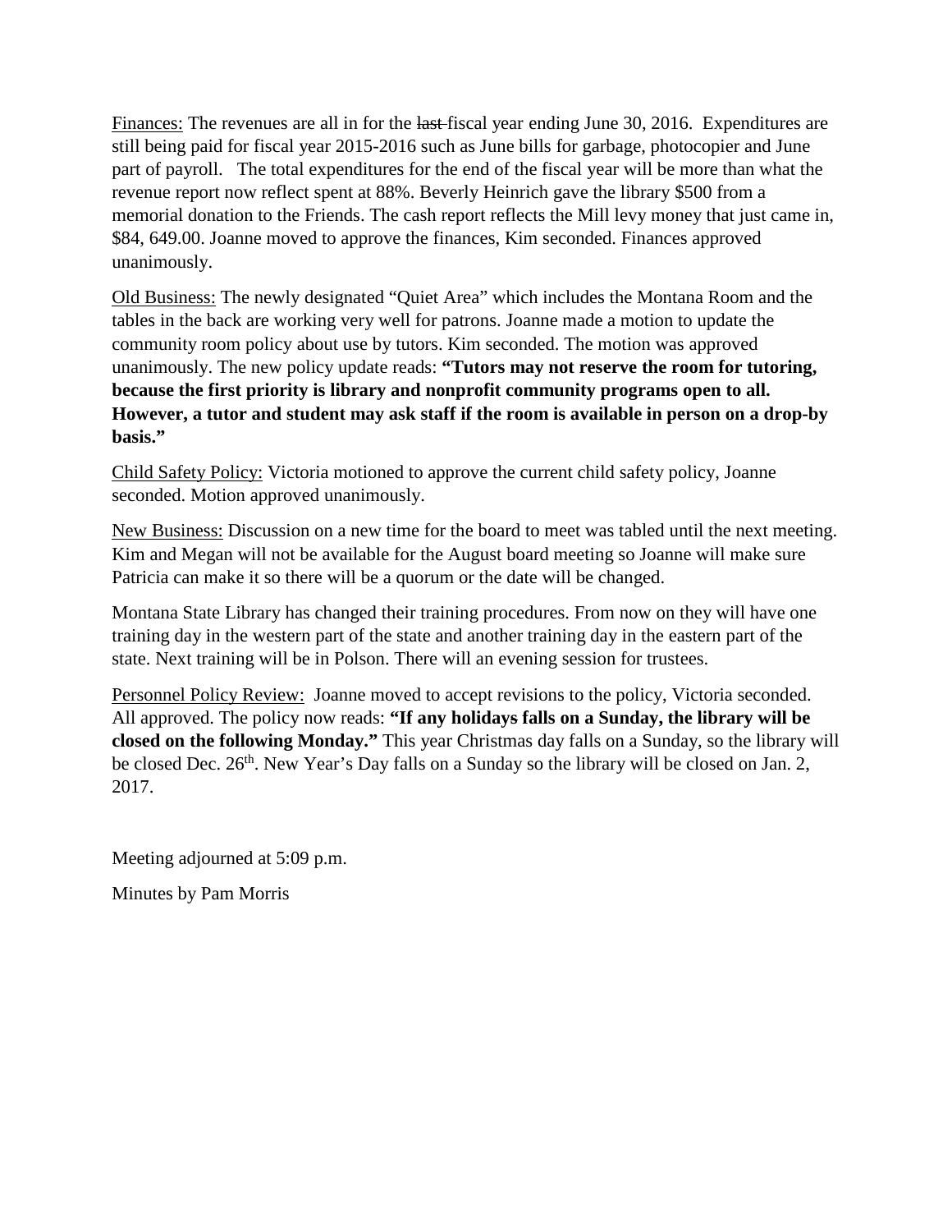Finances: The revenues are all in for the ~~last~~ fiscal year ending June 30, 2016. Expenditures are still being paid for fiscal year 2015-2016 such as June bills for garbage, photocopier and June part of payroll. The total expenditures for the end of the fiscal year will be more than what the revenue report now reflect spent at 88%. Beverly Heinrich gave the library $500 from a memorial donation to the Friends. The cash report reflects the Mill levy money that just came in, $84, 649.00. Joanne moved to approve the finances, Kim seconded. Finances approved unanimously.

Old Business: The newly designated "Quiet Area" which includes the Montana Room and the tables in the back are working very well for patrons. Joanne made a motion to update the community room policy about use by tutors. Kim seconded. The motion was approved unanimously. The new policy update reads: **"Tutors may not reserve the room for tutoring, because the first priority is library and nonprofit community programs open to all. However, a tutor and student may ask staff if the room is available in person on a drop-by basis."**

Child Safety Policy: Victoria motioned to approve the current child safety policy, Joanne seconded. Motion approved unanimously.

New Business: Discussion on a new time for the board to meet was tabled until the next meeting. Kim and Megan will not be available for the August board meeting so Joanne will make sure Patricia can make it so there will be a quorum or the date will be changed.

Montana State Library has changed their training procedures. From now on they will have one training day in the western part of the state and another training day in the eastern part of the state. Next training will be in Polson. There will an evening session for trustees.

Personnel Policy Review: Joanne moved to accept revisions to the policy, Victoria seconded. All approved. The policy now reads: **"If any holidays falls on a Sunday, the library will be closed on the following Monday."** This year Christmas day falls on a Sunday, so the library will be closed Dec. 26th. New Year's Day falls on a Sunday so the library will be closed on Jan. 2, 2017.

Meeting adjourned at 5:09 p.m.

Minutes by Pam Morris